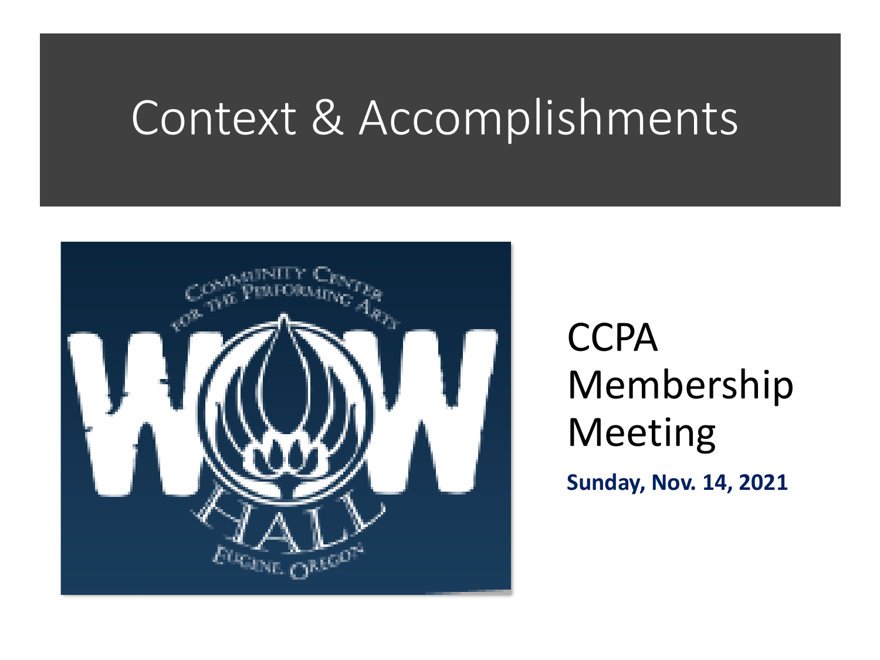# Context & Accomplishments

CCPA Membership Meeting

**Sunday, Nov. 14, 2021**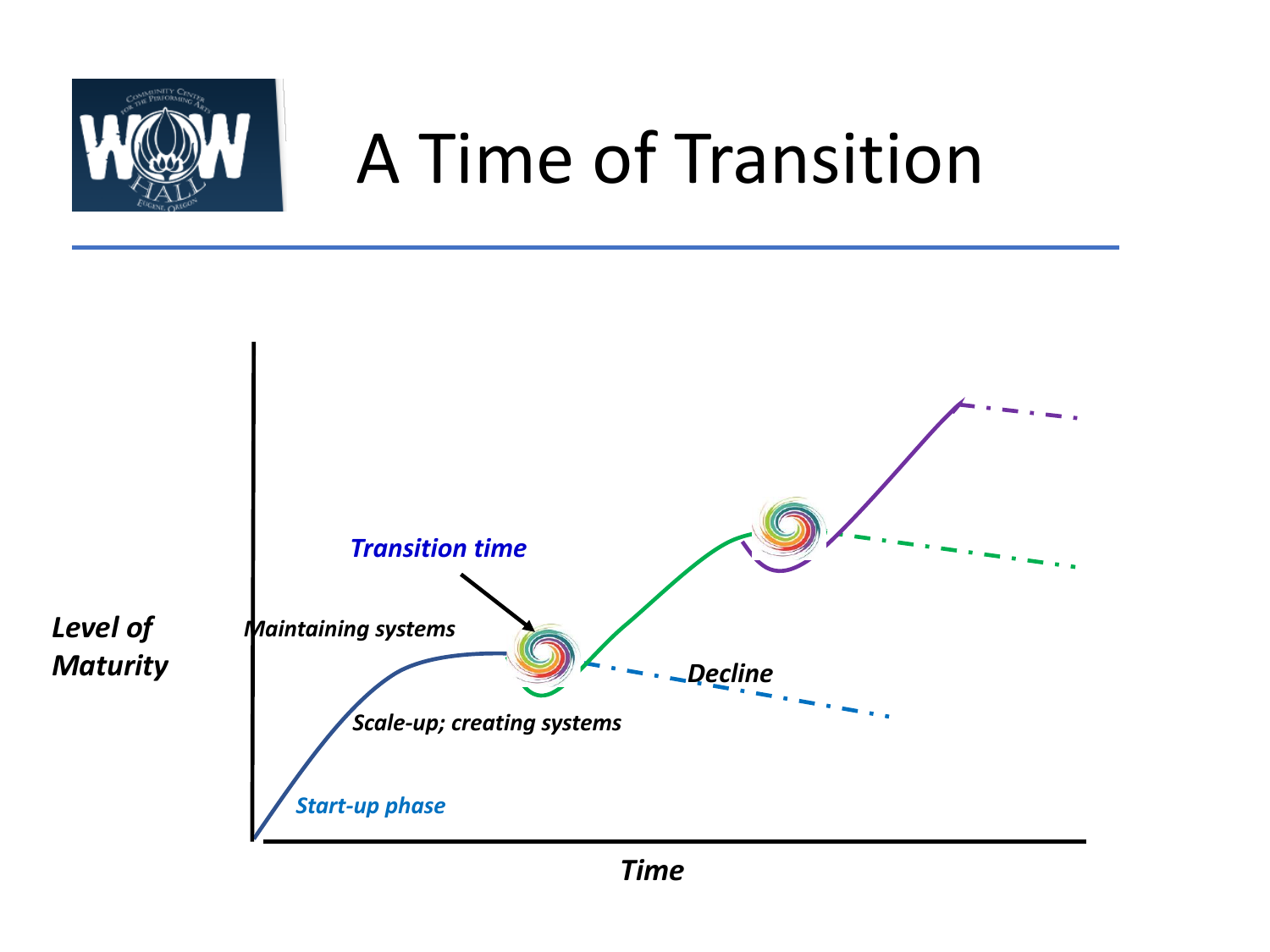# A Time of Transition

*Level of Maturity*

*Transition time*

*Maintaining systems*

*Decline*

*Scale-up; creating systems*

*Start-up phase*

*Time*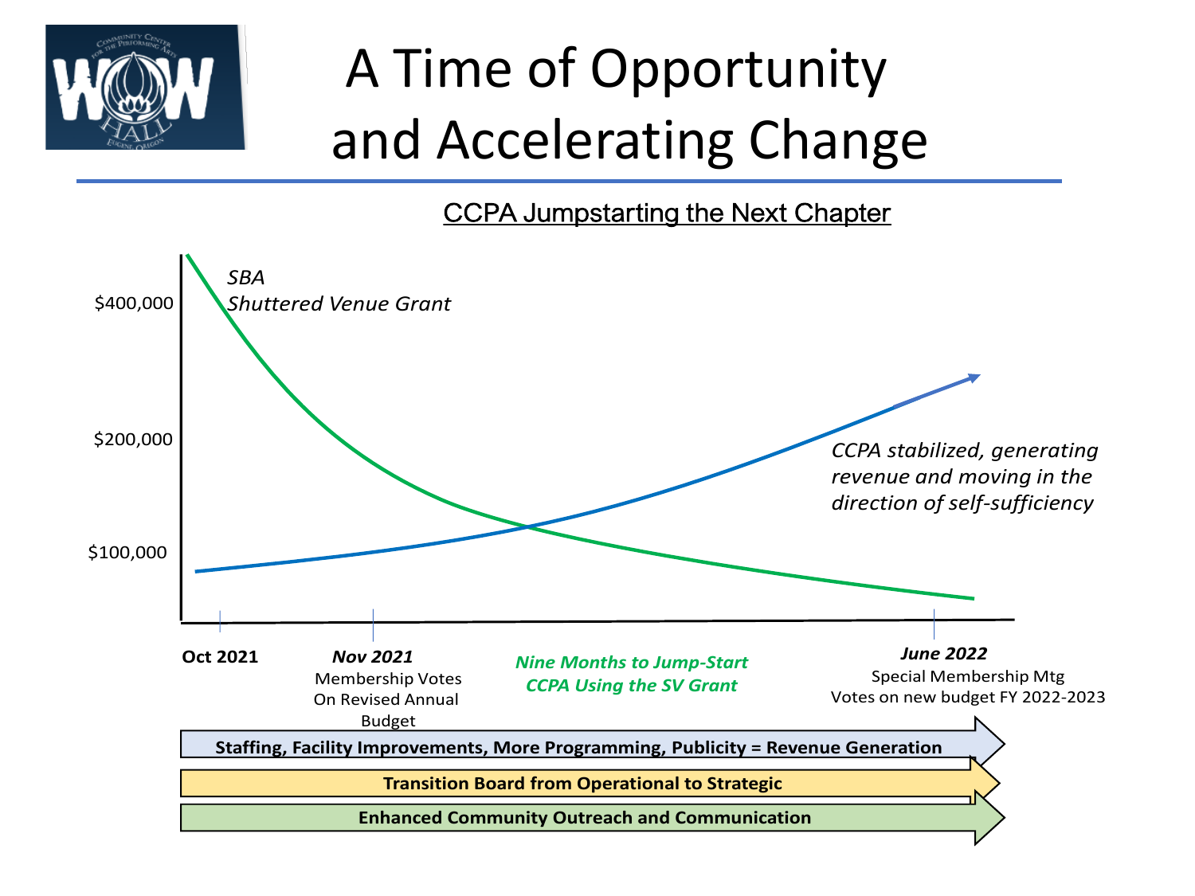# A Time of Opportunity and Accelerating Change

## CCPA Jumpstarting the Next Chapter

*SBA Shuttered Venue Grant*

$400,000

$200,000

$100,000

*CCPA stabilized, generating revenue and moving in the direction of self-sufficiency*

**Oct 2021**

***Nov 2021***
Membership Votes On Revised Annual Budget

***Nine Months to Jump-Start CCPA Using the SV Grant***

***June 2022***
Special Membership Mtg Votes on new budget FY 2022-2023

**Staffing, Facility Improvements, More Programming, Publicity = Revenue Generation**

**Transition Board from Operational to Strategic**

**Enhanced Community Outreach and Communication**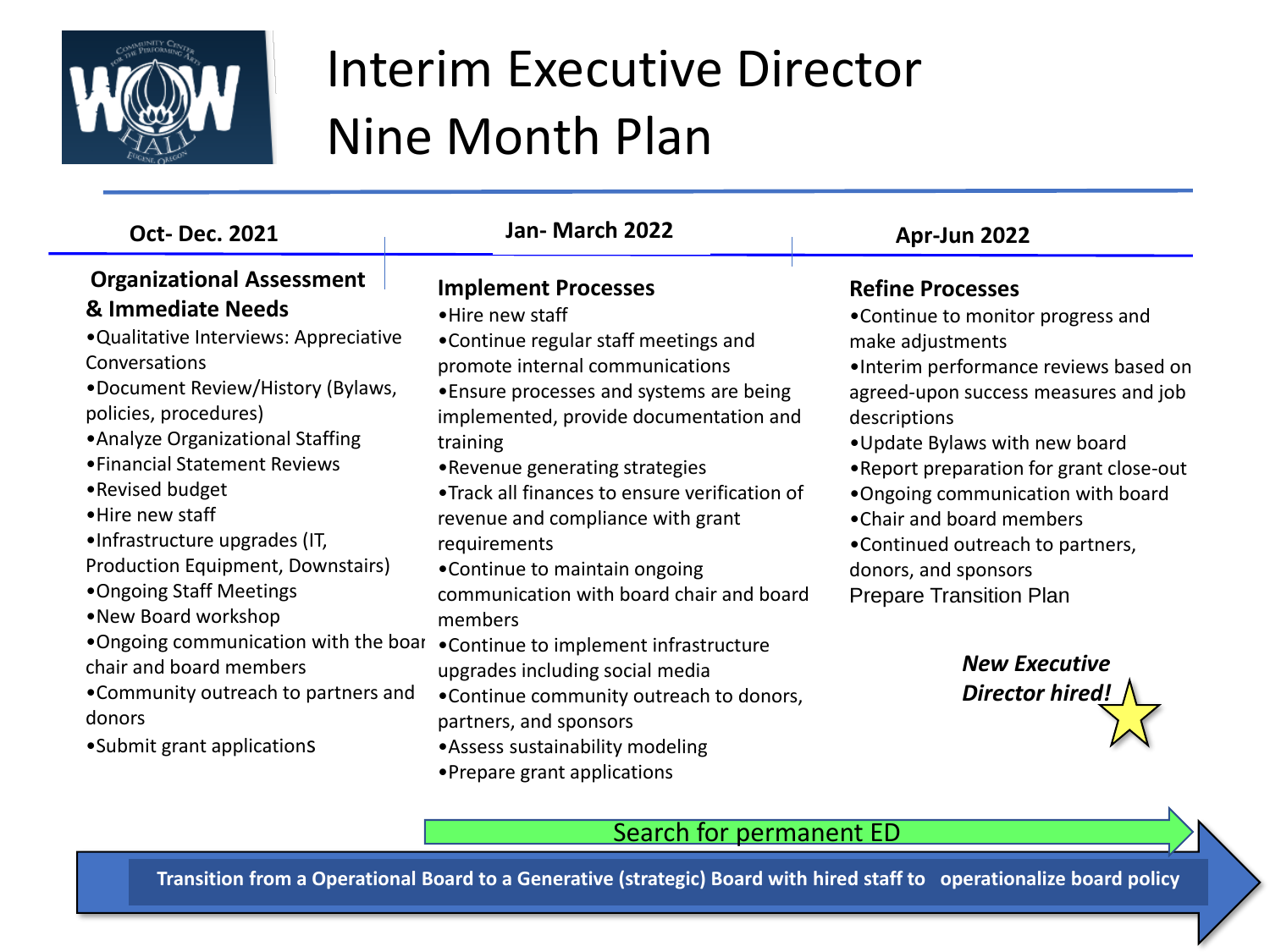# Interim Executive Director Nine Month Plan

## Oct- Dec. 2021

### Organizational Assessment & Immediate Needs

- Qualitative Interviews: Appreciative Conversations
- Document Review/History (Bylaws, policies, procedures)
- Analyze Organizational Staffing
- Financial Statement Reviews
- Revised budget
- Hire new staff
- Infrastructure upgrades (IT, Production Equipment, Downstairs)
- Ongoing Staff Meetings
- New Board workshop
- Ongoing communication with the boar chair and board members
- Community outreach to partners and donors
- Submit grant applications

## Jan- March 2022

### Implement Processes

- Hire new staff
- Continue regular staff meetings and promote internal communications
- Ensure processes and systems are being implemented, provide documentation and training
- Revenue generating strategies
- Track all finances to ensure verification of revenue and compliance with grant requirements
- Continue to maintain ongoing communication with board chair and board members
- Continue to implement infrastructure upgrades including social media
- Continue community outreach to donors, partners, and sponsors
- Assess sustainability modeling
- Prepare grant applications

## Apr-Jun 2022

### Refine Processes

- Continue to monitor progress and make adjustments
- Interim performance reviews based on agreed-upon success measures and job descriptions
- Update Bylaws with new board
- Report preparation for grant close-out
- Ongoing communication with board
- Chair and board members
- Continued outreach to partners, donors, and sponsors

Prepare Transition Plan

***New Executive Director hired!***

Search for permanent ED

**Transition from a Operational Board to a Generative (strategic) Board with hired staff to operationalize board policy**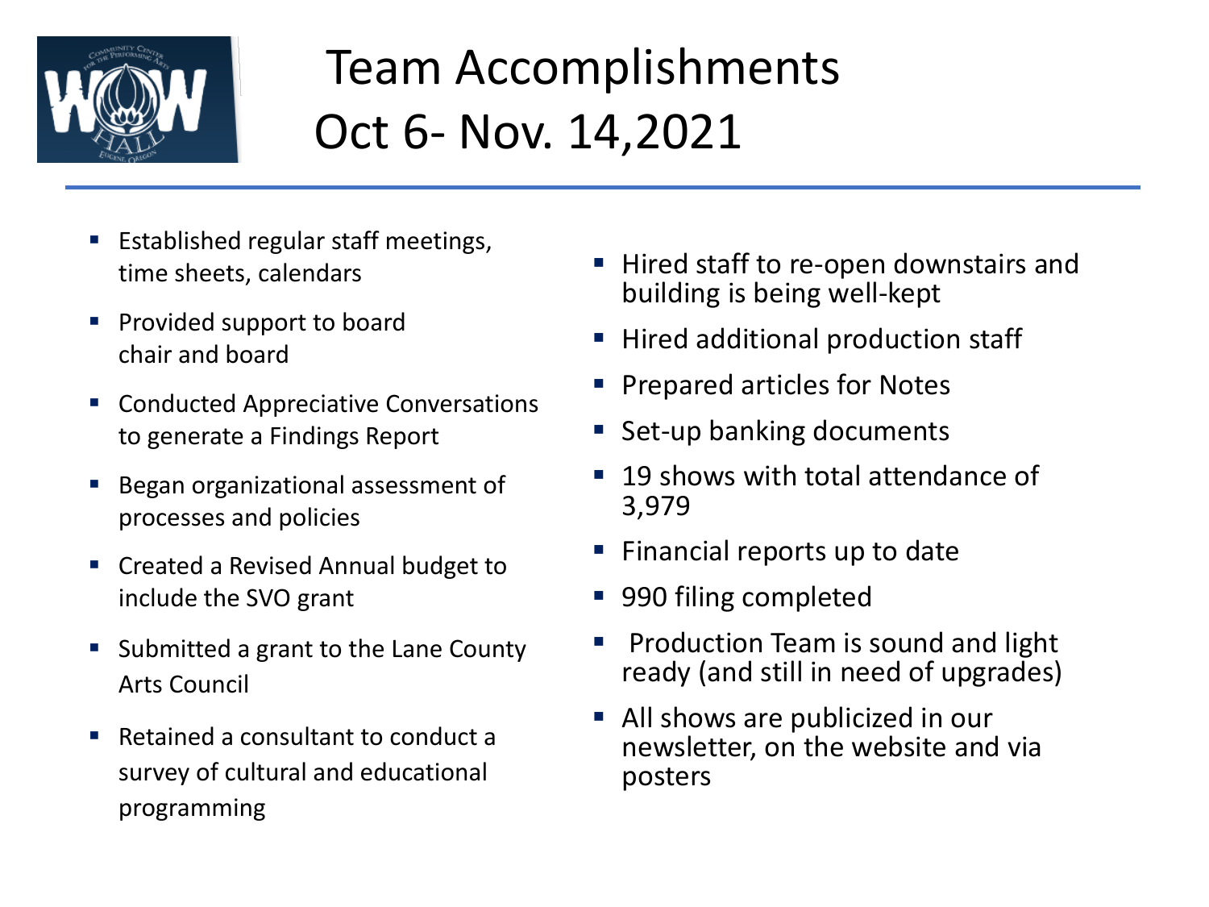# Team Accomplishments Oct 6- Nov. 14,2021

- Established regular staff meetings, time sheets, calendars
- Provided support to board chair and board
- Conducted Appreciative Conversations to generate a Findings Report
- Began organizational assessment of processes and policies
- Created a Revised Annual budget to include the SVO grant
- Submitted a grant to the Lane County Arts Council
- Retained a consultant to conduct a survey of cultural and educational programming
- Hired staff to re-open downstairs and building is being well-kept
- Hired additional production staff
- Prepared articles for Notes
- Set-up banking documents
- 19 shows with total attendance of 3,979
- Financial reports up to date
- 990 filing completed
- Production Team is sound and light ready (and still in need of upgrades)
- All shows are publicized in our newsletter, on the website and via posters